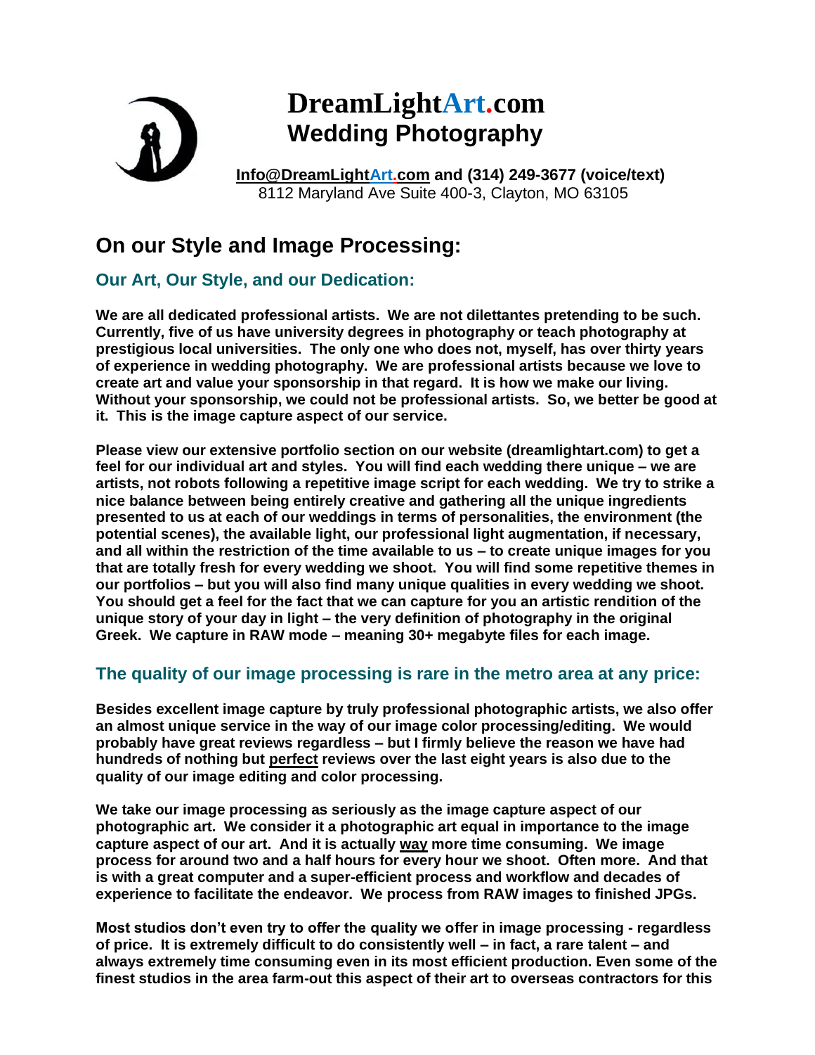# DreamLightArt.com
## Wedding Photography

**Info@DreamLightArt.com and (314) 249-3677 (voice/text)**
8112 Maryland Ave Suite 400-3, Clayton, MO 63105

## On our Style and Image Processing:

### Our Art, Our Style, and our Dedication:

**We are all dedicated professional artists. We are not dilettantes pretending to be such. Currently, five of us have university degrees in photography or teach photography at prestigious local universities. The only one who does not, myself, has over thirty years of experience in wedding photography. We are professional artists because we love to create art and value your sponsorship in that regard. It is how we make our living. Without your sponsorship, we could not be professional artists. So, we better be good at it. This is the image capture aspect of our service.**

**Please view our extensive portfolio section on our website (dreamlightart.com) to get a feel for our individual art and styles. You will find each wedding there unique – we are artists, not robots following a repetitive image script for each wedding. We try to strike a nice balance between being entirely creative and gathering all the unique ingredients presented to us at each of our weddings in terms of personalities, the environment (the potential scenes), the available light, our professional light augmentation, if necessary, and all within the restriction of the time available to us – to create unique images for you that are totally fresh for every wedding we shoot. You will find some repetitive themes in our portfolios – but you will also find many unique qualities in every wedding we shoot. You should get a feel for the fact that we can capture for you an artistic rendition of the unique story of your day in light – the very definition of photography in the original Greek. We capture in RAW mode – meaning 30+ megabyte files for each image.**

### The quality of our image processing is rare in the metro area at any price:

**Besides excellent image capture by truly professional photographic artists, we also offer an almost unique service in the way of our image color processing/editing. We would probably have great reviews regardless – but I firmly believe the reason we have had hundreds of nothing but <u>perfect</u> reviews over the last eight years is also due to the quality of our image editing and color processing.**

**We take our image processing as seriously as the image capture aspect of our photographic art. We consider it a photographic art equal in importance to the image capture aspect of our art. And it is actually <u>way</u> more time consuming. We image process for around two and a half hours for every hour we shoot. Often more. And that is with a great computer and a super-efficient process and workflow and decades of experience to facilitate the endeavor. We process from RAW images to finished JPGs.**

**Most studios don't even try to offer the quality we offer in image processing - regardless of price. It is extremely difficult to do consistently well – in fact, a rare talent – and always extremely time consuming even in its most efficient production. Even some of the finest studios in the area farm-out this aspect of their art to overseas contractors for this**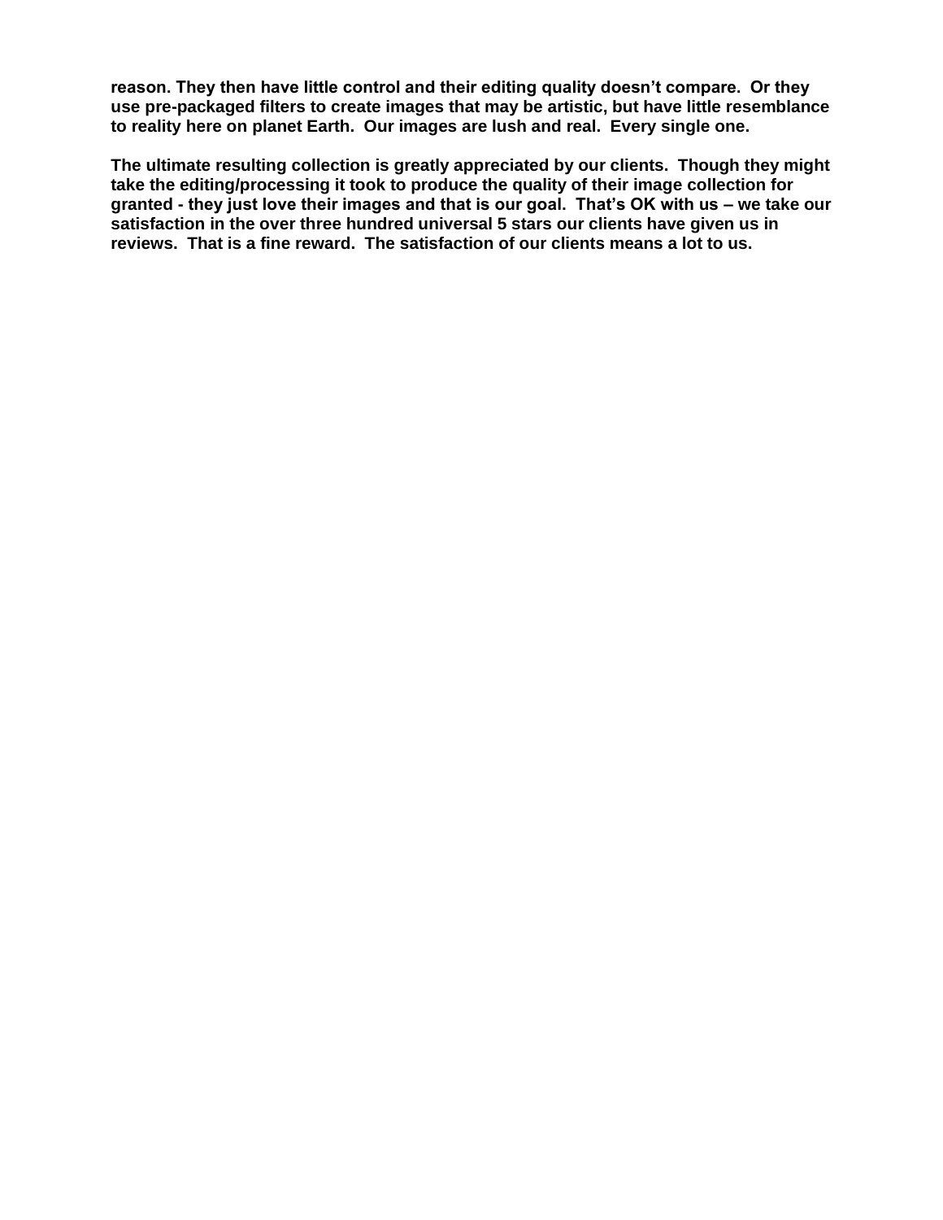**reason. They then have little control and their editing quality doesn't compare. Or they use pre-packaged filters to create images that may be artistic, but have little resemblance to reality here on planet Earth. Our images are lush and real. Every single one.**

**The ultimate resulting collection is greatly appreciated by our clients. Though they might take the editing/processing it took to produce the quality of their image collection for granted - they just love their images and that is our goal. That's OK with us – we take our satisfaction in the over three hundred universal 5 stars our clients have given us in reviews. That is a fine reward. The satisfaction of our clients means a lot to us.**